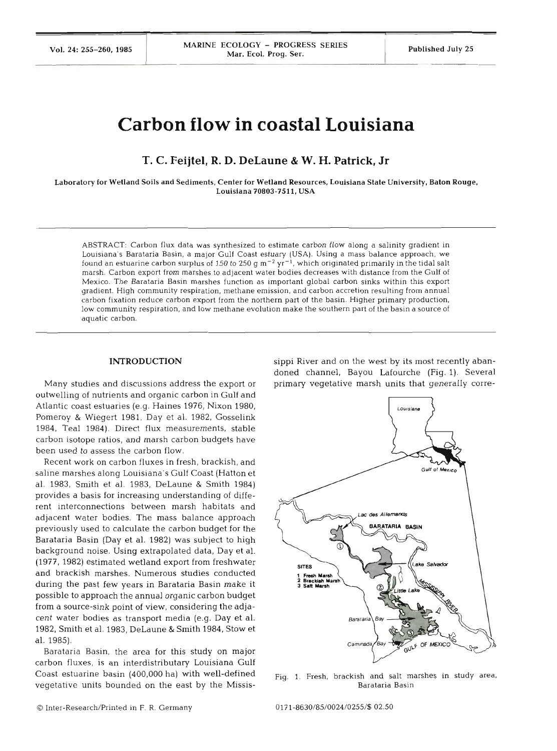# Carbon flow in coastal Louisiana

**T. C. Feijtel, R. D. DeLaune & W. H. Patrick, Jr**

Laboratory for Wetland Soils and Sediments, Center for Wetland Resources, Louisiana State University, Baton Rouge, Louisiana 70803-7511, USA

ABSTRACT: Carbon flux data was synthesized to estimate carbon flow along a salinity gradient in Louisiana's Barataria Basin, a major Gulf Coast estuary (USA). Using a mass balance approach, we found an estuarine carbon surplus of 150 to 250 g $m^{-2}$ $yr^{-1}$, which originated primarily in the tidal salt marsh. Carbon export from marshes to adjacent water bodies decreases with distance from the Gulf of Mexico. The Barataria Basin marshes function as important global carbon sinks within this export gradient. High community respiration, methane emission, and carbon accretion resulting from annual carbon fixation reduce carbon export from the northern part of the basin. Higher primary production, low community respiration, and low methane evolution make the southern part of the basin a source of aquatic carbon.

## INTRODUCTION

Many studies and discussions address the export or outwelling of nutrients and organic carbon in Gulf and Atlantic coast estuaries (e.g. Haines 1976, Nixon 1980, Pomeroy & Wiegert 1981, Day et al. 1982, Gosselink 1984, Teal 1984). Direct flux measurements, stable carbon isotope ratios, and marsh carbon budgets have been used to assess the carbon flow.

Recent work on carbon fluxes in fresh, brackish, and saline marshes along Louisiana's Gulf Coast (Hatton et al. 1983, Smith et al. 1983, DeLaune & Smith 1984) provides a basis for increasing understanding of different interconnections between marsh habitats and adjacent water bodies. The mass balance approach previously used to calculate the carbon budget for the Barataria Basin (Day et al. 1982) was subject to high background noise. Using extrapolated data, Day et al. (1977, 1982) estimated wetland export from freshwater and brackish marshes. Numerous studies conducted during the past few years in Barataria Basin make it possible to approach the annual organic carbon budget from a source-sink point of view, considering the adjacent water bodies as transport media (e.g. Day et al. 1982, Smith et al. 1983, DeLaune & Smith 1984, Stow et al. 1985).

Barataria Basin, the area for this study on major carbon fluxes, is an interdistributary Louisiana Gulf Coast estuarine basin (400,000 ha) with well-defined vegetative units bounded on the east by the Mississippi River and on the west by its most recently abandoned channel, Bayou Lafourche (Fig. 1). Several primary vegetative marsh units that generally corre-

Fig. 1. Fresh, brackish and salt marshes in study area, Barataria Basin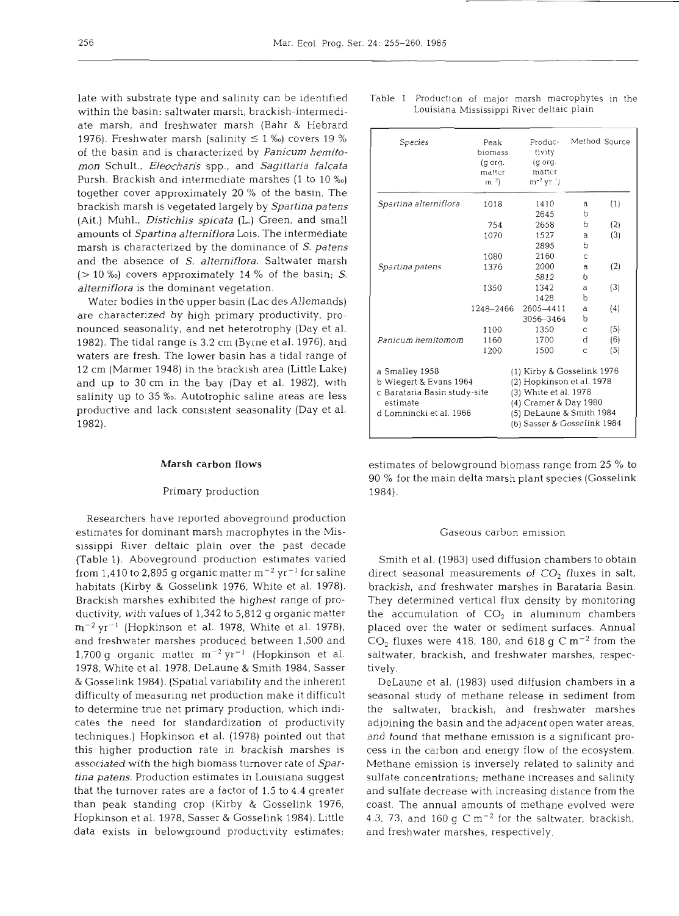late with substrate type and salinity can be identified within the basin: saltwater marsh, brackish-intermediate marsh, and freshwater marsh (Bahr & Hebrard 1976). Freshwater marsh (salinity ≤ 1 ‰) covers 19 % of the basin and is characterized by *Panicum hemitomon* Schult., *Eleocharis* spp., and *Sagittaria falcata* Pursh. Brackish and intermediate marshes (1 to 10 ‰) together cover approximately 20 % of the basin. The brackish marsh is vegetated largely by *Spartina patens* (Ait.) Muhl., *Distichlis spicata* (L.) Green, and small amounts of *Spartina alterniflora* Lois. The intermediate marsh is characterized by the dominance of *S. patens* and the absence of *S. alterniflora*. Saltwater marsh (> 10 ‰) covers approximately 14 % of the basin; *S. alterniflora* is the dominant vegetation.

Water bodies in the upper basin (Lac des Allemands) are characterized by high primary productivity, pronounced seasonality, and net heterotrophy (Day et al. 1982). The tidal range is 3.2 cm (Byrne et al. 1976), and waters are fresh. The lower basin has a tidal range of 12 cm (Marmer 1948) in the brackish area (Little Lake) and up to 30 cm in the bay (Day et al. 1982), with salinity up to 35 ‰. Autotrophic saline areas are less productive and lack consistent seasonality (Day et al. 1982).

Table 1. Production of major marsh macrophytes in the Louisiana Mississippi River deltaic plain

| Species | Peak biomass (g org. matter $m^{-2}$) | Productivity (g org. matter $m^{-2}$ $yr^{-1}$) | Method | Source |
|---|---|---|---|---|
| *Spartina alterniflora* | 1018 | 1410 | a | (1) |
| | | 2645 | b | |
| | 754 | 2658 | b | (2) |
| | 1070 | 1527 | a | (3) |
| | | 2895 | b | |
| | 1080 | 2160 | c | |
| *Spartina patens* | 1376 | 2000 | a | (2) |
| | | 5812 | b | |
| | 1350 | 1342 | a | (3) |
| | | 1428 | b | |
| | 1248–2466 | 2605–4411 | a | (4) |
| | | 3056–3464 | b | |
| | 1100 | 1350 | c | (5) |
| *Panicum hemitomom* | 1160 | 1700 | d | (6) |
| | 1200 | 1500 | c | (5) |

a Smalley 1958; b Wiegert & Evans 1964; c Barataria Basin study-site estimate; d Lomnincki et al. 1968

(1) Kirby & Gosselink 1976; (2) Hopkinson et al. 1978; (3) White et al. 1978; (4) Cramer & Day 1980; (5) DeLaune & Smith 1984; (6) Sasser & Gosselink 1984

## Marsh carbon flows

### Primary production

Researchers have reported aboveground production estimates for dominant marsh macrophytes in the Mississippi River deltaic plain over the past decade (Table 1). Aboveground production estimates varied from 1,410 to 2,895 g organic matter $m^{-2}$ $yr^{-1}$ for saline habitats (Kirby & Gosselink 1976, White et al. 1978). Brackish marshes exhibited the highest range of productivity, with values of 1,342 to 5,812 g organic matter $m^{-2}$ $yr^{-1}$ (Hopkinson et al. 1978, White et al. 1978), and freshwater marshes produced between 1,500 and 1,700 g organic matter $m^{-2}$ $yr^{-1}$ (Hopkinson et al. 1978, White et al. 1978, DeLaune & Smith 1984, Sasser & Gosselink 1984). (Spatial variability and the inherent difficulty of measuring net production make it difficult to determine true net primary production, which indicates the need for standardization of productivity techniques.) Hopkinson et al. (1978) pointed out that this higher production rate in brackish marshes is associated with the high biomass turnover rate of *Spartina patens*. Production estimates in Louisiana suggest that the turnover rates are a factor of 1.5 to 4.4 greater than peak standing crop (Kirby & Gosselink 1976, Hopkinson et al. 1978, Sasser & Gosselink 1984). Little data exists in belowground productivity estimates; estimates of belowground biomass range from 25 % to 90 % for the main delta marsh plant species (Gosselink 1984).

### Gaseous carbon emission

Smith et al. (1983) used diffusion chambers to obtain direct seasonal measurements of $CO_2$ fluxes in salt, brackish, and freshwater marshes in Barataria Basin. They determined vertical flux density by monitoring the accumulation of $CO_2$ in aluminum chambers placed over the water or sediment surfaces. Annual $CO_2$ fluxes were 418, 180, and 618 g C $m^{-2}$ from the saltwater, brackish, and freshwater marshes, respectively.

DeLaune et al. (1983) used diffusion chambers in a seasonal study of methane release in sediment from the saltwater, brackish, and freshwater marshes adjoining the basin and the adjacent open water areas, and found that methane emission is a significant process in the carbon and energy flow of the ecosystem. Methane emission is inversely related to salinity and sulfate concentrations; methane increases and salinity and sulfate decrease with increasing distance from the coast. The annual amounts of methane evolved were 4.3, 73, and 160 g C $m^{-2}$ for the saltwater, brackish, and freshwater marshes, respectively.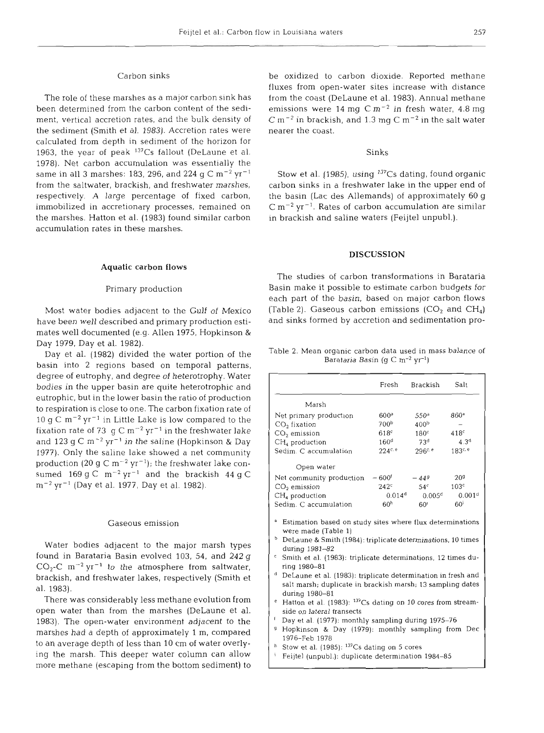### Carbon sinks

The role of these marshes as a major carbon sink has been determined from the carbon content of the sediment, vertical accretion rates, and the bulk density of the sediment (Smith et al. 1983). Accretion rates were calculated from depth in sediment of the horizon for 1963, the year of peak $^{137}Cs$ fallout (DeLaune et al. 1978). Net carbon accumulation was essentially the same in all 3 marshes: 183, 296, and 224 g C $m^{-2}$ $yr^{-1}$ from the saltwater, brackish, and freshwater marshes, respectively. A large percentage of fixed carbon, immobilized in accretionary processes, remained on the marshes. Hatton et al. (1983) found similar carbon accumulation rates in these marshes.

## Aquatic carbon flows

### Primary production

Most water bodies adjacent to the Gulf of Mexico have been well described and primary production estimates well documented (e.g. Allen 1975, Hopkinson & Day 1979, Day et al. 1982).

Day et al. (1982) divided the water portion of the basin into 2 regions based on temporal patterns, degree of eutrophy, and degree of heterotrophy. Water bodies in the upper basin are quite heterotrophic and eutrophic, but in the lower basin the ratio of production to respiration is close to one. The carbon fixation rate of 10 g C $m^{-2}$ $yr^{-1}$ in Little Lake is low compared to the fixation rate of 73 g C $m^{-2}$ $yr^{-1}$ in the freshwater lake and 123 g C $m^{-2}$ $yr^{-1}$ in the saline (Hopkinson & Day 1977). Only the saline lake showed a net community production (20 g C $m^{-2}$ $yr^{-1}$); the freshwater lake consumed 169 g C $m^{-2}$ $yr^{-1}$ and the brackish 44 g C $m^{-2}$ $yr^{-1}$ (Day et al. 1977, Day et al. 1982).

### Gaseous emission

Water bodies adjacent to the major marsh types found in Barataria Basin evolved 103, 54, and 242 g $CO_2$-C $m^{-2}$ $yr^{-1}$ to the atmosphere from saltwater, brackish, and freshwater lakes, respectively (Smith et al. 1983).

There was considerably less methane evolution from open water than from the marshes (DeLaune et al. 1983). The open-water environment adjacent to the marshes had a depth of approximately 1 m, compared to an average depth of less than 10 cm of water overlying the marsh. This deeper water column can allow more methane (escaping from the bottom sediment) to be oxidized to carbon dioxide. Reported methane fluxes from open-water sites increase with distance from the coast (DeLaune et al. 1983). Annual methane emissions were 14 mg C $m^{-2}$ in fresh water, 4.8 mg C $m^{-2}$ in brackish, and 1.3 mg C $m^{-2}$ in the salt water nearer the coast.

### Sinks

Stow et al. (1985), using $^{137}Cs$ dating, found organic carbon sinks in a freshwater lake in the upper end of the basin (Lac des Allemands) of approximately 60 g C $m^{-2}$ $yr^{-1}$. Rates of carbon accumulation are similar in brackish and saline waters (Feijtel unpubl.).

## DISCUSSION

The studies of carbon transformations in Barataria Basin make it possible to estimate carbon budgets for each part of the basin, based on major carbon flows (Table 2). Gaseous carbon emissions ($CO_2$ and $CH_4$) and sinks formed by accretion and sedimentation pro-

Table 2. Mean organic carbon data used in mass balance of Barataria Basin (g C $m^{-2}$ $yr^{-1}$)

| | Fresh | Brackish | Salt |
|---|---|---|---|
| **Marsh** | | | |
| Net primary production | 600[a] | 550[a] | 860[a] |
| $CO_2$ fixation | 700[b] | 400[b] | – |
| $CO_2$ emission | 618[c] | 180[c] | 418[c] |
| $CH_4$ production | 160[d] | 73[d] | 4.3[d] |
| Sedim. C accumulation | 224[c,e] | 296[c,e] | 183[c,e] |
| **Open water** | | | |
| Net community production | −600[f] | −44[g] | 20[g] |
| $CO_2$ emission | 242[c] | 54[c] | 103[c] |
| $CH_4$ production | 0.014[d] | 0.005[d] | 0.001[d] |
| Sedim. C accumulation | 60[h] | 60[i] | 60[i] |

[a] Estimation based on study sites where flux determinations were made (Table 1)
[b] DeLaune & Smith (1984): triplicate determinations, 10 times during 1981–82
[c] Smith et al. (1983): triplicate determinations, 12 times during 1980–81
[d] DeLaune et al. (1983): triplicate determination in fresh and salt marsh; duplicate in brackish marsh; 13 sampling dates during 1980–81
[e] Hatton et al. (1983): $^{137}Cs$ dating on 10 cores from streamside on lateral transects
[f] Day et al. (1977): monthly sampling during 1975–76
[g] Hopkinson & Day (1979): monthly sampling from Dec 1976–Feb 1978
[h] Stow et al. (1985): $^{137}Cs$ dating on 5 cores
[i] Feijtel (unpubl.): duplicate determination 1984–85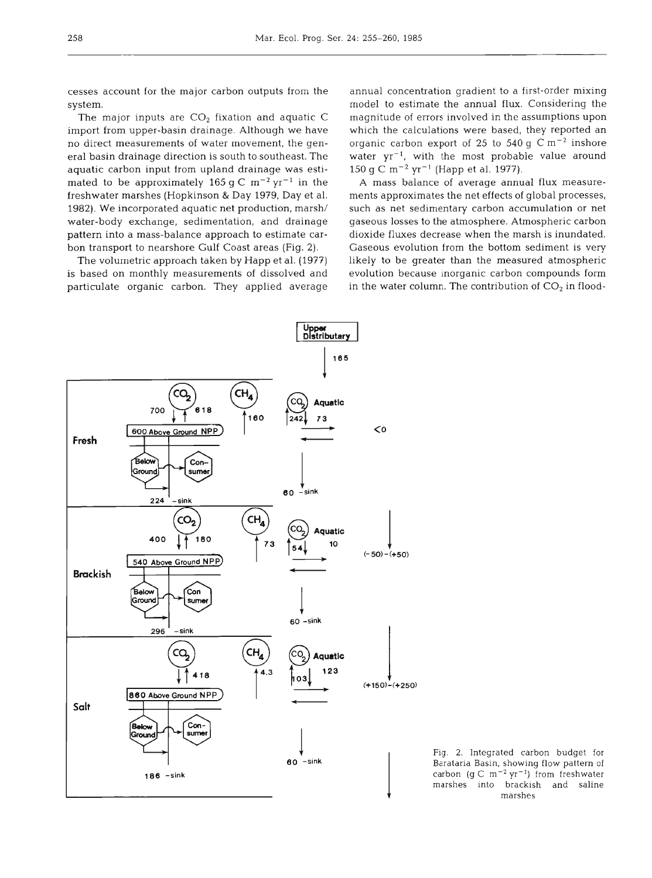cesses account for the major carbon outputs from the system.

The major inputs are $CO_2$ fixation and aquatic C import from upper-basin drainage. Although we have no direct measurements of water movement, the general basin drainage direction is south to southeast. The aquatic carbon input from upland drainage was estimated to be approximately 165 g C $m^{-2}$ $yr^{-1}$ in the freshwater marshes (Hopkinson & Day 1979, Day et al. 1982). We incorporated aquatic net production, marsh/water-body exchange, sedimentation, and drainage pattern into a mass-balance approach to estimate carbon transport to nearshore Gulf Coast areas (Fig. 2).

The volumetric approach taken by Happ et al. (1977) is based on monthly measurements of dissolved and particulate organic carbon. They applied average annual concentration gradient to a first-order mixing model to estimate the annual flux. Considering the magnitude of errors involved in the assumptions upon which the calculations were based, they reported an organic carbon export of 25 to 540 g C $m^{-2}$ inshore water $yr^{-1}$, with the most probable value around 150 g C $m^{-2}$ $yr^{-1}$ (Happ et al. 1977).

A mass balance of average annual flux measurements approximates the net effects of global processes, such as net sedimentary carbon accumulation or net gaseous losses to the atmosphere. Atmospheric carbon dioxide fluxes decrease when the marsh is inundated. Gaseous evolution from the bottom sediment is very likely to be greater than the measured atmospheric evolution because inorganic carbon compounds form in the water column. The contribution of $CO_2$ in flood-

Fig. 2. Integrated carbon budget for Barataria Basin, showing flow pattern of carbon (g C $m^{-2}$ $yr^{-1}$) from freshwater marshes into brackish and saline marshes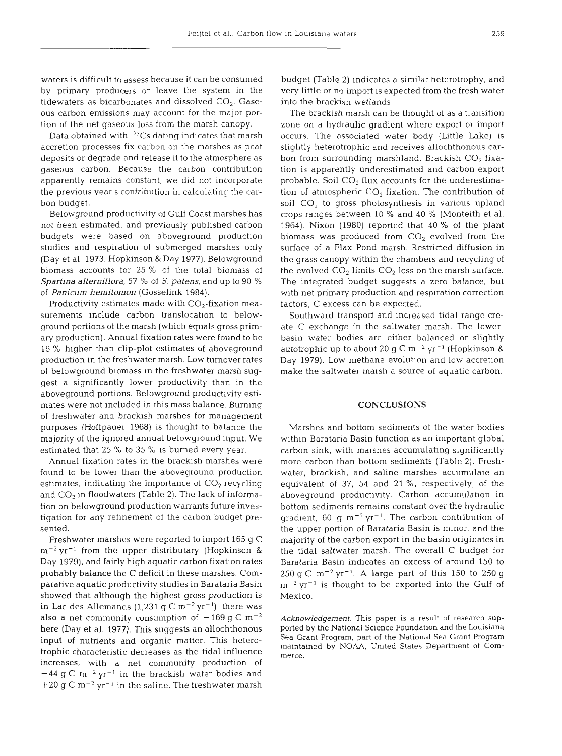waters is difficult to assess because it can be consumed by primary producers or leave the system in the tidewaters as bicarbonates and dissolved $CO_2$. Gaseous carbon emissions may account for the major portion of the net gaseous loss from the marsh canopy.

Data obtained with $^{137}Cs$ dating indicates that marsh accretion processes fix carbon on the marshes as peat deposits or degrade and release it to the atmosphere as gaseous carbon. Because the carbon contribution apparently remains constant, we did not incorporate the previous year's contribution in calculating the carbon budget.

Belowground productivity of Gulf Coast marshes has not been estimated, and previously published carbon budgets were based on aboveground production studies and respiration of submerged marshes only (Day et al. 1973, Hopkinson & Day 1977). Belowground biomass accounts for 25 % of the total biomass of *Spartina alterniflora*, 57 % of *S. patens*, and up to 90 % of *Panicum hemitomon* (Gosselink 1984).

Productivity estimates made with $CO_2$-fixation measurements include carbon translocation to belowground portions of the marsh (which equals gross primary production). Annual fixation rates were found to be 16 % higher than clip-plot estimates of aboveground production in the freshwater marsh. Low turnover rates of belowground biomass in the freshwater marsh suggest a significantly lower productivity than in the aboveground portions. Belowground productivity estimates were not included in this mass balance. Burning of freshwater and brackish marshes for management purposes (Hoffpauer 1968) is thought to balance the majority of the ignored annual belowground input. We estimated that 25 % to 35 % is burned every year.

Annual fixation rates in the brackish marshes were found to be lower than the aboveground production estimates, indicating the importance of $CO_2$ recycling and $CO_2$ in floodwaters (Table 2). The lack of information on belowground production warrants future investigation for any refinement of the carbon budget presented.

Freshwater marshes were reported to import 165 g C $m^{-2}$ $yr^{-1}$ from the upper distributary (Hopkinson & Day 1979), and fairly high aquatic carbon fixation rates probably balance the C deficit in these marshes. Comparative aquatic productivity studies in Barataria Basin showed that although the highest gross production is in Lac des Allemands (1,231 g C $m^{-2}$ $yr^{-1}$), there was also a net community consumption of $-169$ g C $m^{-2}$ here (Day et al. 1977). This suggests an allochthonous input of nutrients and organic matter. This heterotrophic characteristic decreases as the tidal influence increases, with a net community production of $-44$ g C $m^{-2}$ $yr^{-1}$ in the brackish water bodies and $+20$ g C $m^{-2}$ $yr^{-1}$ in the saline. The freshwater marsh budget (Table 2) indicates a similar heterotrophy, and very little or no import is expected from the fresh water into the brackish wetlands.

The brackish marsh can be thought of as a transition zone on a hydraulic gradient where export or import occurs. The associated water body (Little Lake) is slightly heterotrophic and receives allochthonous carbon from surrounding marshland. Brackish $CO_2$ fixation is apparently underestimated and carbon export probable. Soil $CO_2$ flux accounts for the underestimation of atmospheric $CO_2$ fixation. The contribution of soil $CO_2$ to gross photosynthesis in various upland crops ranges between 10 % and 40 % (Monteith et al. 1964). Nixon (1980) reported that 40 % of the plant biomass was produced from $CO_2$ evolved from the surface of a Flax Pond marsh. Restricted diffusion in the grass canopy within the chambers and recycling of the evolved $CO_2$ limits $CO_2$ loss on the marsh surface. The integrated budget suggests a zero balance, but with net primary production and respiration correction factors, C excess can be expected.

Southward transport and increased tidal range create C exchange in the saltwater marsh. The lower-basin water bodies are either balanced or slightly autotrophic up to about 20 g C $m^{-2}$ $yr^{-1}$ (Hopkinson & Day 1979). Low methane evolution and low accretion make the saltwater marsh a source of aquatic carbon.

## CONCLUSIONS

Marshes and bottom sediments of the water bodies within Barataria Basin function as an important global carbon sink, with marshes accumulating significantly more carbon than bottom sediments (Table 2). Freshwater, brackish, and saline marshes accumulate an equivalent of 37, 54 and 21 %, respectively, of the aboveground productivity. Carbon accumulation in bottom sediments remains constant over the hydraulic gradient, 60 g $m^{-2}$ $yr^{-1}$. The carbon contribution of the upper portion of Barataria Basin is minor, and the majority of the carbon export in the basin originates in the tidal saltwater marsh. The overall C budget for Barataria Basin indicates an excess of around 150 to 250 g C $m^{-2}$ $yr^{-1}$. A large part of this 150 to 250 g $m^{-2}$ $yr^{-1}$ is thought to be exported into the Gulf of Mexico.

*Acknowledgement.* This paper is a result of research supported by the National Science Foundation and the Louisiana Sea Grant Program, part of the National Sea Grant Program maintained by NOAA, United States Department of Commerce.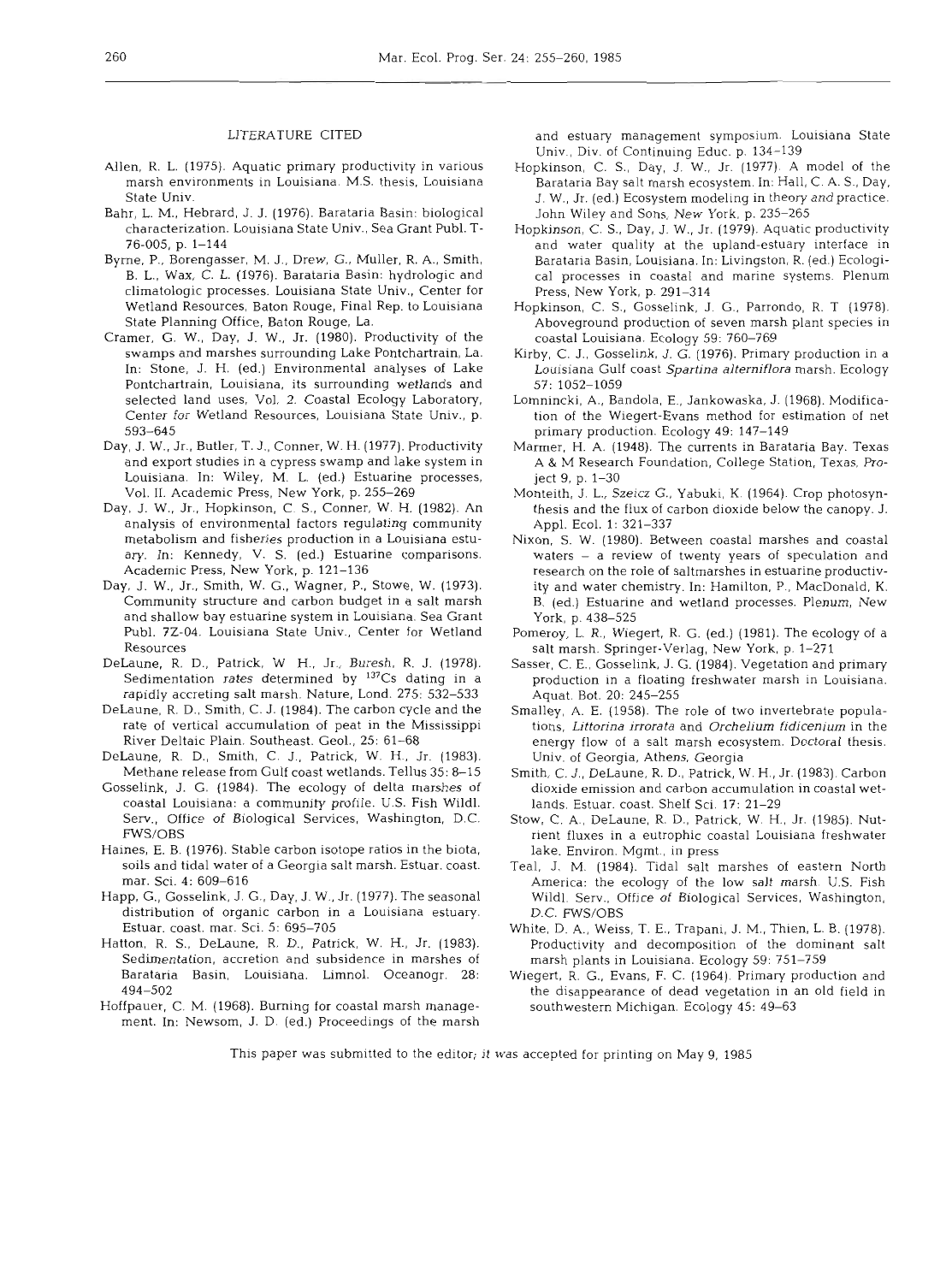## LITERATURE CITED

Allen, R. L. (1975). Aquatic primary productivity in various marsh environments in Louisiana. M.S. thesis, Louisiana State Univ.

Bahr, L. M., Hebrard, J. J. (1976). Barataria Basin: biological characterization. Louisiana State Univ., Sea Grant Publ. T-76-005, p. 1–144

Byrne, P., Borengasser, M. J., Drew, G., Muller, R. A., Smith, B. L., Wax, C. L. (1976). Barataria Basin: hydrologic and climatologic processes. Louisiana State Univ., Center for Wetland Resources, Baton Rouge, Final Rep. to Louisiana State Planning Office, Baton Rouge, La.

Cramer, G. W., Day, J. W., Jr. (1980). Productivity of the swamps and marshes surrounding Lake Pontchartrain, La. In: Stone, J. H. (ed.) Environmental analyses of Lake Pontchartrain, Louisiana, its surrounding wetlands and selected land uses, Vol. 2. Coastal Ecology Laboratory, Center for Wetland Resources, Louisiana State Univ., p. 593–645

Day, J. W., Jr., Butler, T. J., Conner, W. H. (1977). Productivity and export studies in a cypress swamp and lake system in Louisiana. In: Wiley, M. L. (ed.) Estuarine processes, Vol. II. Academic Press, New York, p. 255–269

Day, J. W., Jr., Hopkinson, C. S., Conner, W. H. (1982). An analysis of environmental factors regulating community metabolism and fisheries production in a Louisiana estuary. In: Kennedy, V. S. (ed.) Estuarine comparisons. Academic Press, New York, p. 121–136

Day, J. W., Jr., Smith, W. G., Wagner, P., Stowe, W. (1973). Community structure and carbon budget in a salt marsh and shallow bay estuarine system in Louisiana. Sea Grant Publ. 7Z-04. Louisiana State Univ., Center for Wetland Resources

DeLaune, R. D., Patrick, W. H., Jr., Buresh, R. J. (1978). Sedimentation rates determined by $^{137}Cs$ dating in a rapidly accreting salt marsh. Nature, Lond. 275: 532–533

DeLaune, R. D., Smith, C. J. (1984). The carbon cycle and the rate of vertical accumulation of peat in the Mississippi River Deltaic Plain. Southeast. Geol., 25: 61–68

DeLaune, R. D., Smith, C. J., Patrick, W. H., Jr. (1983). Methane release from Gulf coast wetlands. Tellus 35: 8–15

Gosselink, J. G. (1984). The ecology of delta marshes of coastal Louisiana: a community profile. U.S. Fish Wildl. Serv., Office of Biological Services, Washington, D.C. FWS/OBS

Haines, E. B. (1976). Stable carbon isotope ratios in the biota, soils and tidal water of a Georgia salt marsh. Estuar. coast. mar. Sci. 4: 609–616

Happ, G., Gosselink, J. G., Day, J. W., Jr. (1977). The seasonal distribution of organic carbon in a Louisiana estuary. Estuar. coast. mar. Sci. 5: 695–705

Hatton, R. S., DeLaune, R. D., Patrick, W. H., Jr. (1983). Sedimentation, accretion and subsidence in marshes of Barataria Basin, Louisiana. Limnol. Oceanogr. 28: 494–502

Hoffpauer, C. M. (1968). Burning for coastal marsh management. In: Newsom, J. D. (ed.) Proceedings of the marsh and estuary management symposium. Louisiana State Univ., Div. of Continuing Educ. p. 134–139

Hopkinson, C. S., Day, J. W., Jr. (1977). A model of the Barataria Bay salt marsh ecosystem. In: Hall, C. A. S., Day, J. W., Jr. (ed.) Ecosystem modeling in theory and practice. John Wiley and Sons, New York, p. 235–265

Hopkinson, C. S., Day, J. W., Jr. (1979). Aquatic productivity and water quality at the upland-estuary interface in Barataria Basin, Louisiana. In: Livingston, R. (ed.) Ecological processes in coastal and marine systems. Plenum Press, New York, p. 291–314

Hopkinson, C. S., Gosselink, J. G., Parrondo, R. T. (1978). Aboveground production of seven marsh plant species in coastal Louisiana. Ecology 59: 760–769

Kirby, C. J., Gosselink, J. G. (1976). Primary production in a Louisiana Gulf coast *Spartina alterniflora* marsh. Ecology 57: 1052–1059

Lomnincki, A., Bandola, E., Jankowaska, J. (1968). Modification of the Wiegert-Evans method for estimation of net primary production. Ecology 49: 147–149

Marmer, H. A. (1948). The currents in Barataria Bay. Texas A & M Research Foundation, College Station, Texas, Project 9, p. 1–30

Monteith, J. L., Szeicz G., Yabuki, K. (1964). Crop photosynthesis and the flux of carbon dioxide below the canopy. J. Appl. Ecol. 1: 321–337

Nixon, S. W. (1980). Between coastal marshes and coastal waters – a review of twenty years of speculation and research on the role of saltmarshes in estuarine productivity and water chemistry. In: Hamilton, P., MacDonald, K. B. (ed.) Estuarine and wetland processes. Plenum, New York, p. 438–525

Pomeroy, L. R., Wiegert, R. G. (ed.) (1981). The ecology of a salt marsh. Springer-Verlag, New York, p. 1–271

Sasser, C. E., Gosselink, J. G. (1984). Vegetation and primary production in a floating freshwater marsh in Louisiana. Aquat. Bot. 20: 245–255

Smalley, A. E. (1958). The role of two invertebrate populations, *Littorina irrorata* and *Orchelium fidicenium* in the energy flow of a salt marsh ecosystem. Doctoral thesis. Univ. of Georgia, Athens, Georgia

Smith, C. J., DeLaune, R. D., Patrick, W. H., Jr. (1983). Carbon dioxide emission and carbon accumulation in coastal wetlands. Estuar. coast. Shelf Sci. 17: 21–29

Stow, C. A., DeLaune, R. D., Patrick, W. H., Jr. (1985). Nutrient fluxes in a eutrophic coastal Louisiana freshwater lake. Environ. Mgmt., in press

Teal, J. M. (1984). Tidal salt marshes of eastern North America: the ecology of the low salt marsh. U.S. Fish Wildl. Serv., Office of Biological Services, Washington, D.C. FWS/OBS

White, D. A., Weiss, T. E., Trapani, J. M., Thien, L. B. (1978). Productivity and decomposition of the dominant salt marsh plants in Louisiana. Ecology 59: 751–759

Wiegert, R. G., Evans, F. C. (1964). Primary production and the disappearance of dead vegetation in an old field in southwestern Michigan. Ecology 45: 49–63

This paper was submitted to the editor; it was accepted for printing on May 9, 1985